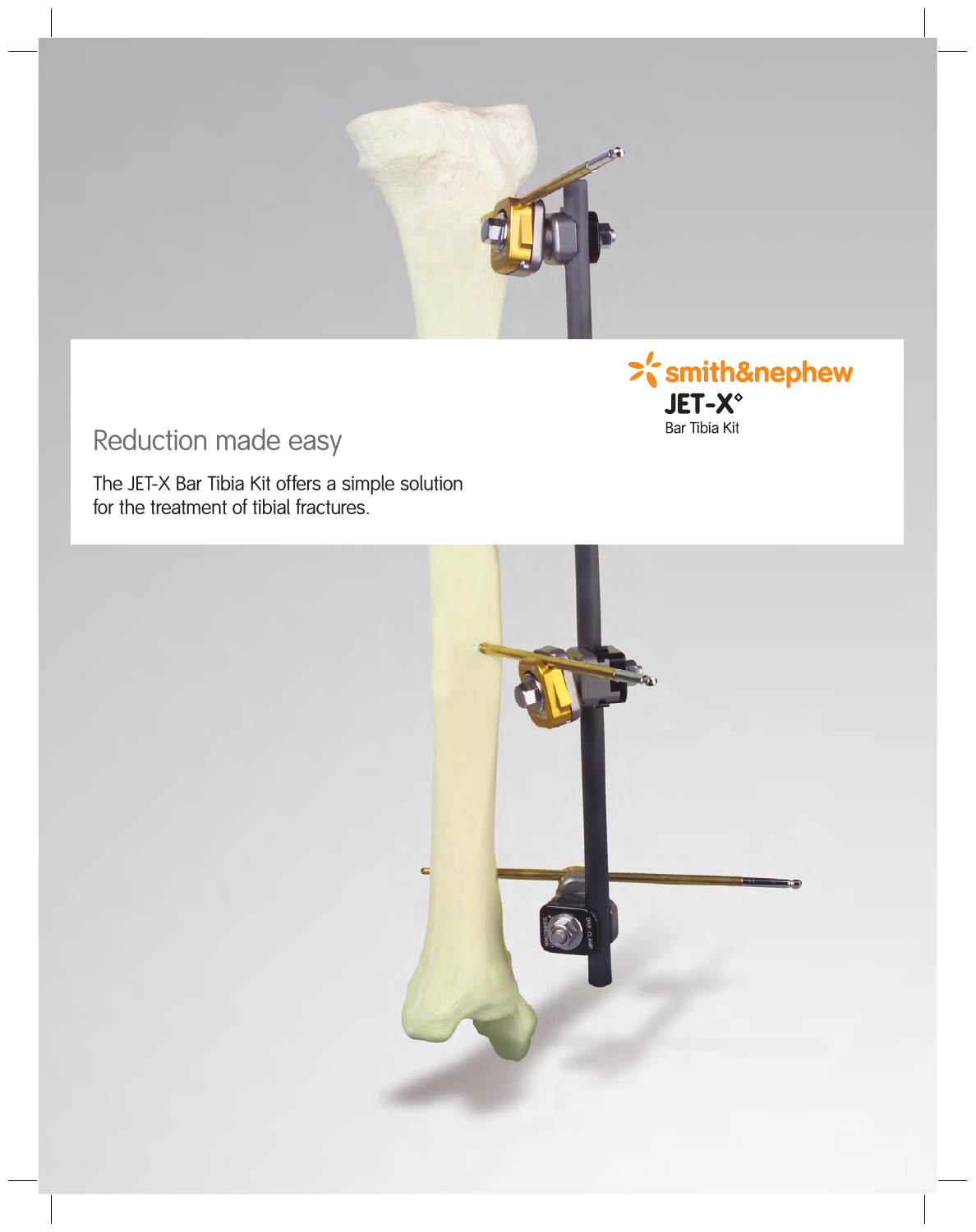smith&nephew

**JET-X°**
Bar Tibia Kit

# Reduction made easy

The JET-X Bar Tibia Kit offers a simple solution for the treatment of tibial fractures.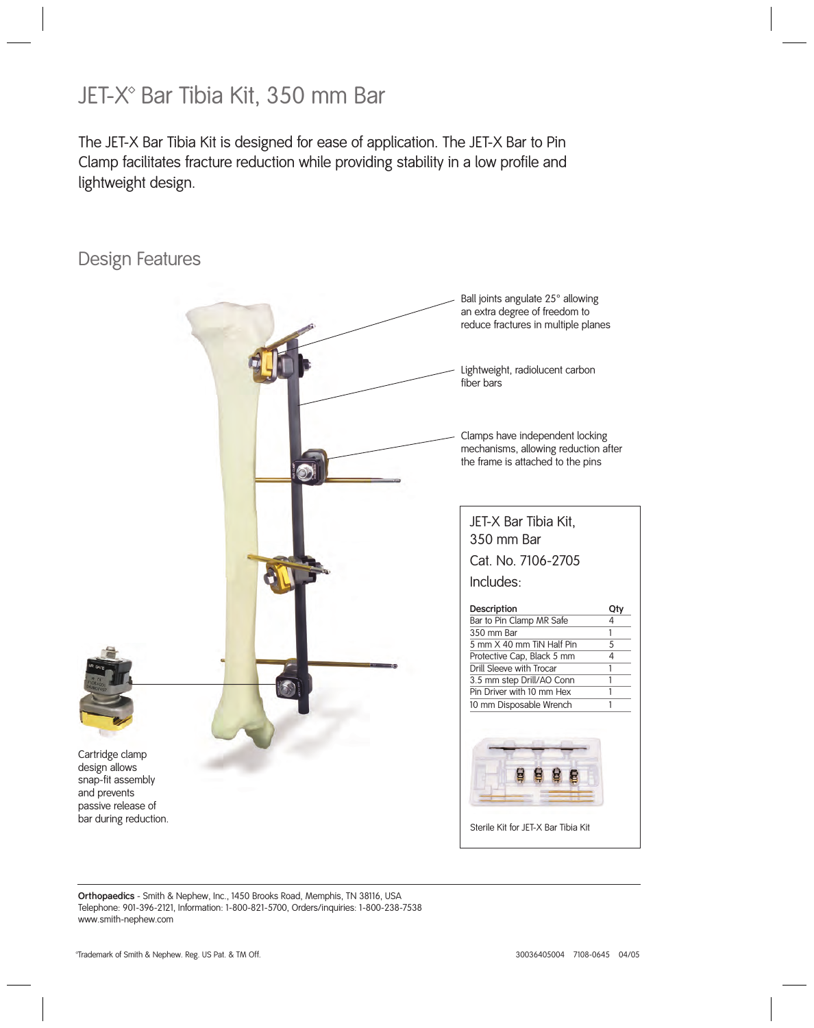# JET-X° Bar Tibia Kit, 350 mm Bar

The JET-X Bar Tibia Kit is designed for ease of application. The JET-X Bar to Pin Clamp facilitates fracture reduction while providing stability in a low profile and lightweight design.

## Design Features

Ball joints angulate 25° allowing an extra degree of freedom to reduce fractures in multiple planes

Lightweight, radiolucent carbon fiber bars

Clamps have independent locking mechanisms, allowing reduction after the frame is attached to the pins

Cartridge clamp design allows snap-fit assembly and prevents passive release of bar during reduction.

### JET-X Bar Tibia Kit, 350 mm Bar

Cat. No. 7106-2705

Includes:

| Description | Qty |
|---|---|
| Bar to Pin Clamp MR Safe | 4 |
| 350 mm Bar | 1 |
| 5 mm X 40 mm TiN Half Pin | 5 |
| Protective Cap, Black 5 mm | 4 |
| Drill Sleeve with Trocar | 1 |
| 3.5 mm step Drill/AO Conn | 1 |
| Pin Driver with 10 mm Hex | 1 |
| 10 mm Disposable Wrench | 1 |

Sterile Kit for JET-X Bar Tibia Kit

---

**Orthopaedics** - Smith & Nephew, Inc., 1450 Brooks Road, Memphis, TN 38116, USA
Telephone: 901-396-2121, Information: 1-800-821-5700, Orders/inquiries: 1-800-238-7538
www.smith-nephew.com

°Trademark of Smith & Nephew. Reg. US Pat. & TM Off.

30036405004 7108-0645 04/05